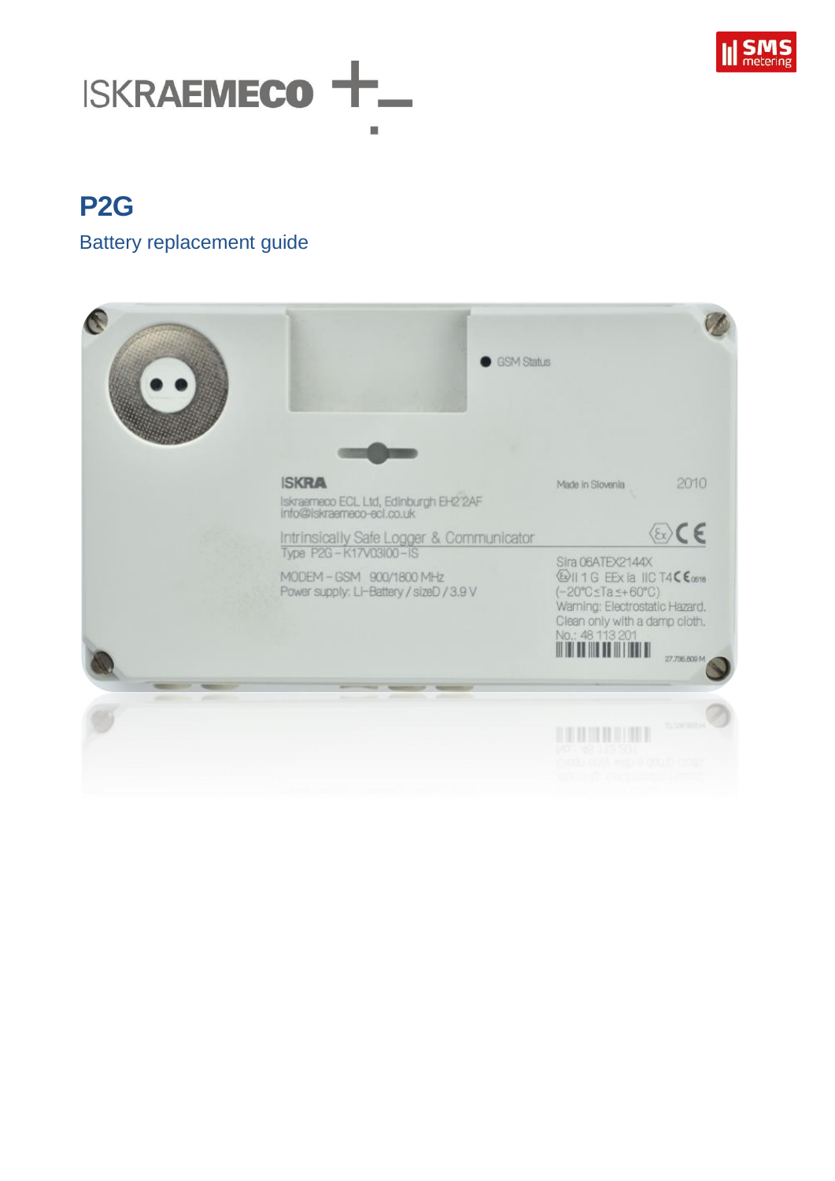ISKRAEMECO

# P2G

## Battery replacement guide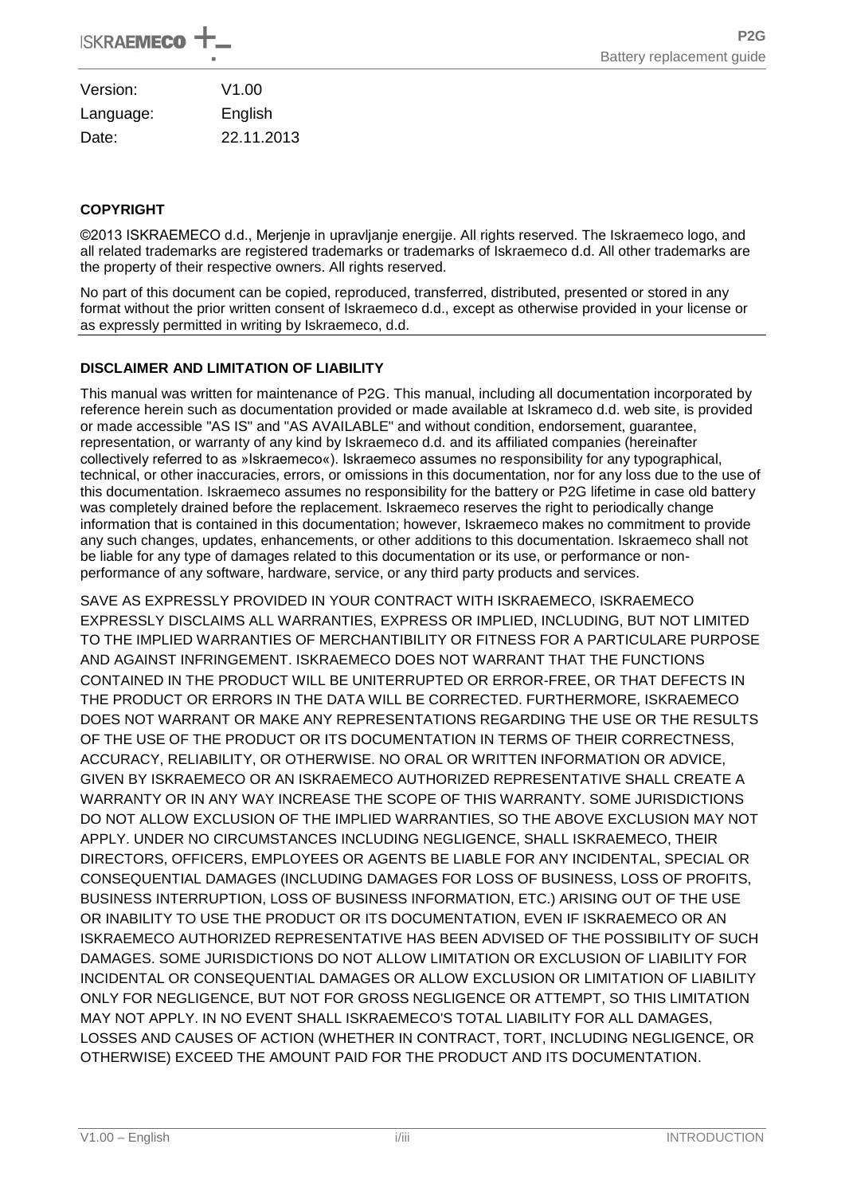| Version: | V1.00 |
|---|---|
| Language: | English |
| Date: | 22.11.2013 |

**COPYRIGHT**

©2013 ISKRAEMECO d.d., Merjenje in upravljanje energije. All rights reserved. The Iskraemeco logo, and all related trademarks are registered trademarks or trademarks of Iskraemeco d.d. All other trademarks are the property of their respective owners. All rights reserved.

No part of this document can be copied, reproduced, transferred, distributed, presented or stored in any format without the prior written consent of Iskraemeco d.d., except as otherwise provided in your license or as expressly permitted in writing by Iskraemeco, d.d.

**DISCLAIMER AND LIMITATION OF LIABILITY**

This manual was written for maintenance of P2G. This manual, including all documentation incorporated by reference herein such as documentation provided or made available at Iskrameco d.d. web site, is provided or made accessible "AS IS" and "AS AVAILABLE" and without condition, endorsement, guarantee, representation, or warranty of any kind by Iskraemeco d.d. and its affiliated companies (hereinafter collectively referred to as »Iskraemeco«). Iskraemeco assumes no responsibility for any typographical, technical, or other inaccuracies, errors, or omissions in this documentation, nor for any loss due to the use of this documentation. Iskraemeco assumes no responsibility for the battery or P2G lifetime in case old battery was completely drained before the replacement. Iskraemeco reserves the right to periodically change information that is contained in this documentation; however, Iskraemeco makes no commitment to provide any such changes, updates, enhancements, or other additions to this documentation. Iskraemeco shall not be liable for any type of damages related to this documentation or its use, or performance or non-performance of any software, hardware, service, or any third party products and services.

SAVE AS EXPRESSLY PROVIDED IN YOUR CONTRACT WITH ISKRAEMECO, ISKRAEMECO EXPRESSLY DISCLAIMS ALL WARRANTIES, EXPRESS OR IMPLIED, INCLUDING, BUT NOT LIMITED TO THE IMPLIED WARRANTIES OF MERCHANTIBILITY OR FITNESS FOR A PARTICULARE PURPOSE AND AGAINST INFRINGEMENT. ISKRAEMECO DOES NOT WARRANT THAT THE FUNCTIONS CONTAINED IN THE PRODUCT WILL BE UNITERRUPTED OR ERROR-FREE, OR THAT DEFECTS IN THE PRODUCT OR ERRORS IN THE DATA WILL BE CORRECTED. FURTHERMORE, ISKRAEMECO DOES NOT WARRANT OR MAKE ANY REPRESENTATIONS REGARDING THE USE OR THE RESULTS OF THE USE OF THE PRODUCT OR ITS DOCUMENTATION IN TERMS OF THEIR CORRECTNESS, ACCURACY, RELIABILITY, OR OTHERWISE. NO ORAL OR WRITTEN INFORMATION OR ADVICE, GIVEN BY ISKRAEMECO OR AN ISKRAEMECO AUTHORIZED REPRESENTATIVE SHALL CREATE A WARRANTY OR IN ANY WAY INCREASE THE SCOPE OF THIS WARRANTY. SOME JURISDICTIONS DO NOT ALLOW EXCLUSION OF THE IMPLIED WARRANTIES, SO THE ABOVE EXCLUSION MAY NOT APPLY. UNDER NO CIRCUMSTANCES INCLUDING NEGLIGENCE, SHALL ISKRAEMECO, THEIR DIRECTORS, OFFICERS, EMPLOYEES OR AGENTS BE LIABLE FOR ANY INCIDENTAL, SPECIAL OR CONSEQUENTIAL DAMAGES (INCLUDING DAMAGES FOR LOSS OF BUSINESS, LOSS OF PROFITS, BUSINESS INTERRUPTION, LOSS OF BUSINESS INFORMATION, ETC.) ARISING OUT OF THE USE OR INABILITY TO USE THE PRODUCT OR ITS DOCUMENTATION, EVEN IF ISKRAEMECO OR AN ISKRAEMECO AUTHORIZED REPRESENTATIVE HAS BEEN ADVISED OF THE POSSIBILITY OF SUCH DAMAGES. SOME JURISDICTIONS DO NOT ALLOW LIMITATION OR EXCLUSION OF LIABILITY FOR INCIDENTAL OR CONSEQUENTIAL DAMAGES OR ALLOW EXCLUSION OR LIMITATION OF LIABILITY ONLY FOR NEGLIGENCE, BUT NOT FOR GROSS NEGLIGENCE OR ATTEMPT, SO THIS LIMITATION MAY NOT APPLY. IN NO EVENT SHALL ISKRAEMECO'S TOTAL LIABILITY FOR ALL DAMAGES, LOSSES AND CAUSES OF ACTION (WHETHER IN CONTRACT, TORT, INCLUDING NEGLIGENCE, OR OTHERWISE) EXCEED THE AMOUNT PAID FOR THE PRODUCT AND ITS DOCUMENTATION.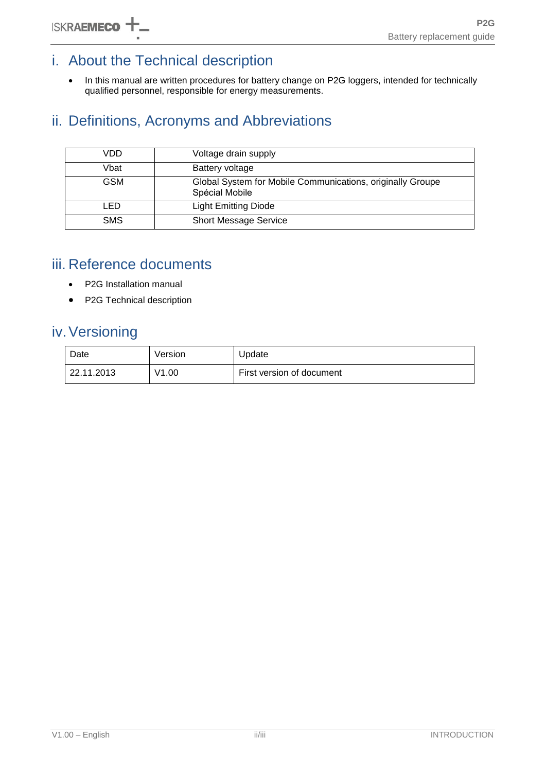# i. About the Technical description

- In this manual are written procedures for battery change on P2G loggers, intended for technically qualified personnel, responsible for energy measurements.

# ii. Definitions, Acronyms and Abbreviations

| | |
|---|---|
| VDD | Voltage drain supply |
| Vbat | Battery voltage |
| GSM | Global System for Mobile Communications, originally Groupe Spécial Mobile |
| LED | Light Emitting Diode |
| SMS | Short Message Service |

# iii. Reference documents

- P2G Installation manual
- P2G Technical description

# iv. Versioning

| Date | Version | Update |
|---|---|---|
| 22.11.2013 | V1.00 | First version of document |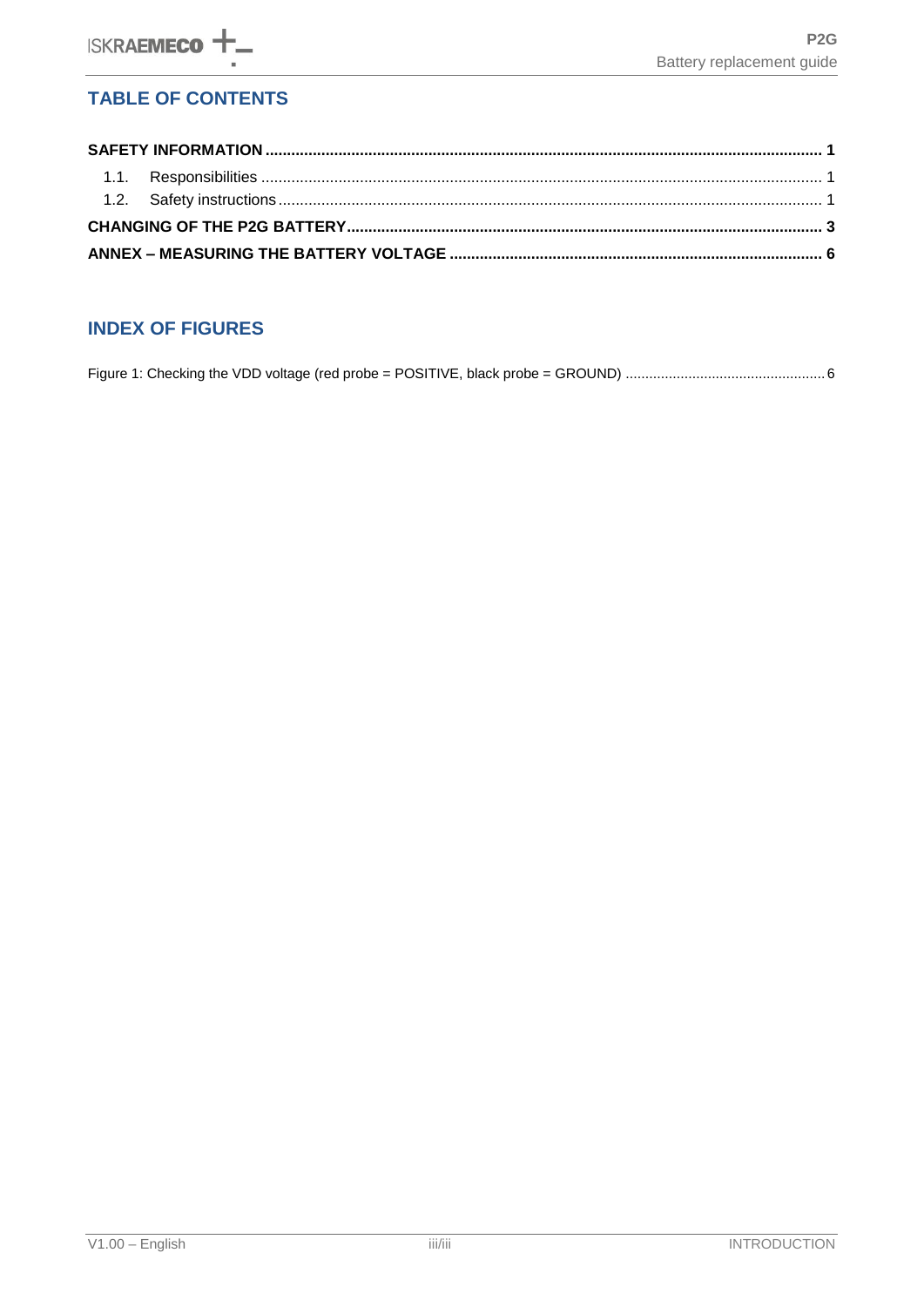## TABLE OF CONTENTS

**SAFETY INFORMATION ........................................................................................................................ 1**

1.1. Responsibilities ............................................................................................................................ 1

1.2. Safety instructions ........................................................................................................................ 1

**CHANGING OF THE P2G BATTERY.................................................................................................... 3**

**ANNEX – MEASURING THE BATTERY VOLTAGE ............................................................................. 6**

## INDEX OF FIGURES

Figure 1: Checking the VDD voltage (red probe = POSITIVE, black probe = GROUND) ............................................... 6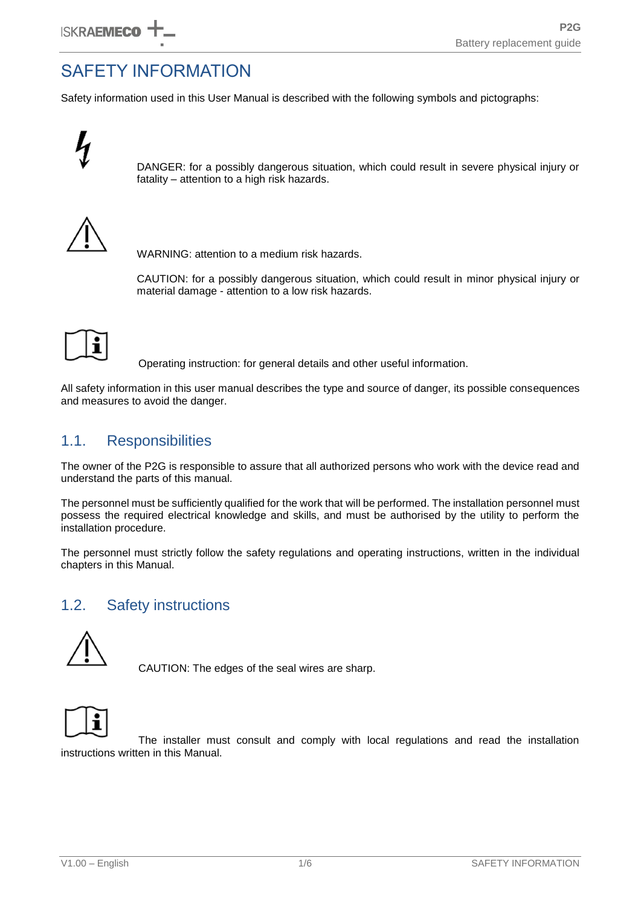# SAFETY INFORMATION

Safety information used in this User Manual is described with the following symbols and pictographs:

DANGER: for a possibly dangerous situation, which could result in severe physical injury or fatality – attention to a high risk hazards.

WARNING: attention to a medium risk hazards.

CAUTION: for a possibly dangerous situation, which could result in minor physical injury or material damage - attention to a low risk hazards.

Operating instruction: for general details and other useful information.

All safety information in this user manual describes the type and source of danger, its possible consequences and measures to avoid the danger.

## 1.1. Responsibilities

The owner of the P2G is responsible to assure that all authorized persons who work with the device read and understand the parts of this manual.

The personnel must be sufficiently qualified for the work that will be performed. The installation personnel must possess the required electrical knowledge and skills, and must be authorised by the utility to perform the installation procedure.

The personnel must strictly follow the safety regulations and operating instructions, written in the individual chapters in this Manual.

## 1.2. Safety instructions

CAUTION: The edges of the seal wires are sharp.

The installer must consult and comply with local regulations and read the installation instructions written in this Manual.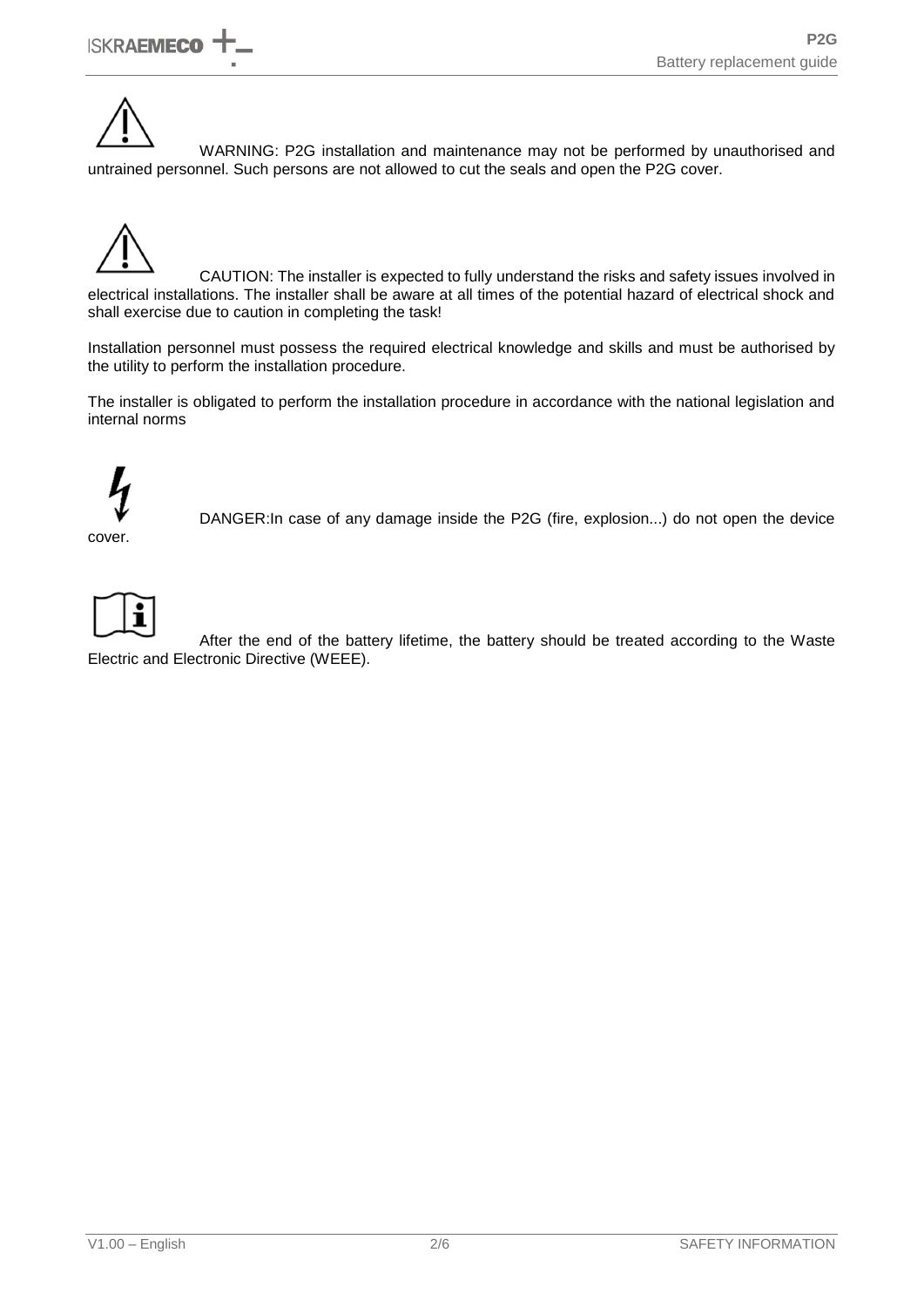WARNING: P2G installation and maintenance may not be performed by unauthorised and untrained personnel. Such persons are not allowed to cut the seals and open the P2G cover.

CAUTION: The installer is expected to fully understand the risks and safety issues involved in electrical installations. The installer shall be aware at all times of the potential hazard of electrical shock and shall exercise due to caution in completing the task!

Installation personnel must possess the required electrical knowledge and skills and must be authorised by the utility to perform the installation procedure.

The installer is obligated to perform the installation procedure in accordance with the national legislation and internal norms

DANGER:In case of any damage inside the P2G (fire, explosion...) do not open the device cover.

After the end of the battery lifetime, the battery should be treated according to the Waste Electric and Electronic Directive (WEEE).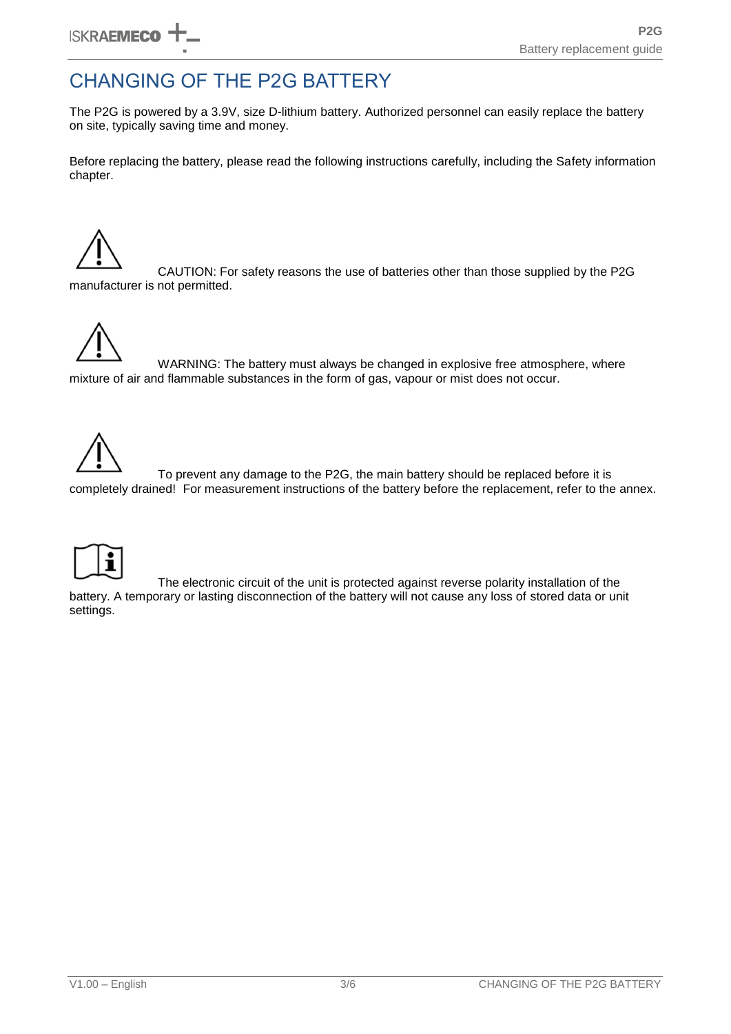# CHANGING OF THE P2G BATTERY

The P2G is powered by a 3.9V, size D-lithium battery. Authorized personnel can easily replace the battery on site, typically saving time and money.

Before replacing the battery, please read the following instructions carefully, including the Safety information chapter.

CAUTION: For safety reasons the use of batteries other than those supplied by the P2G manufacturer is not permitted.

WARNING: The battery must always be changed in explosive free atmosphere, where mixture of air and flammable substances in the form of gas, vapour or mist does not occur.

To prevent any damage to the P2G, the main battery should be replaced before it is completely drained! For measurement instructions of the battery before the replacement, refer to the annex.

The electronic circuit of the unit is protected against reverse polarity installation of the battery. A temporary or lasting disconnection of the battery will not cause any loss of stored data or unit settings.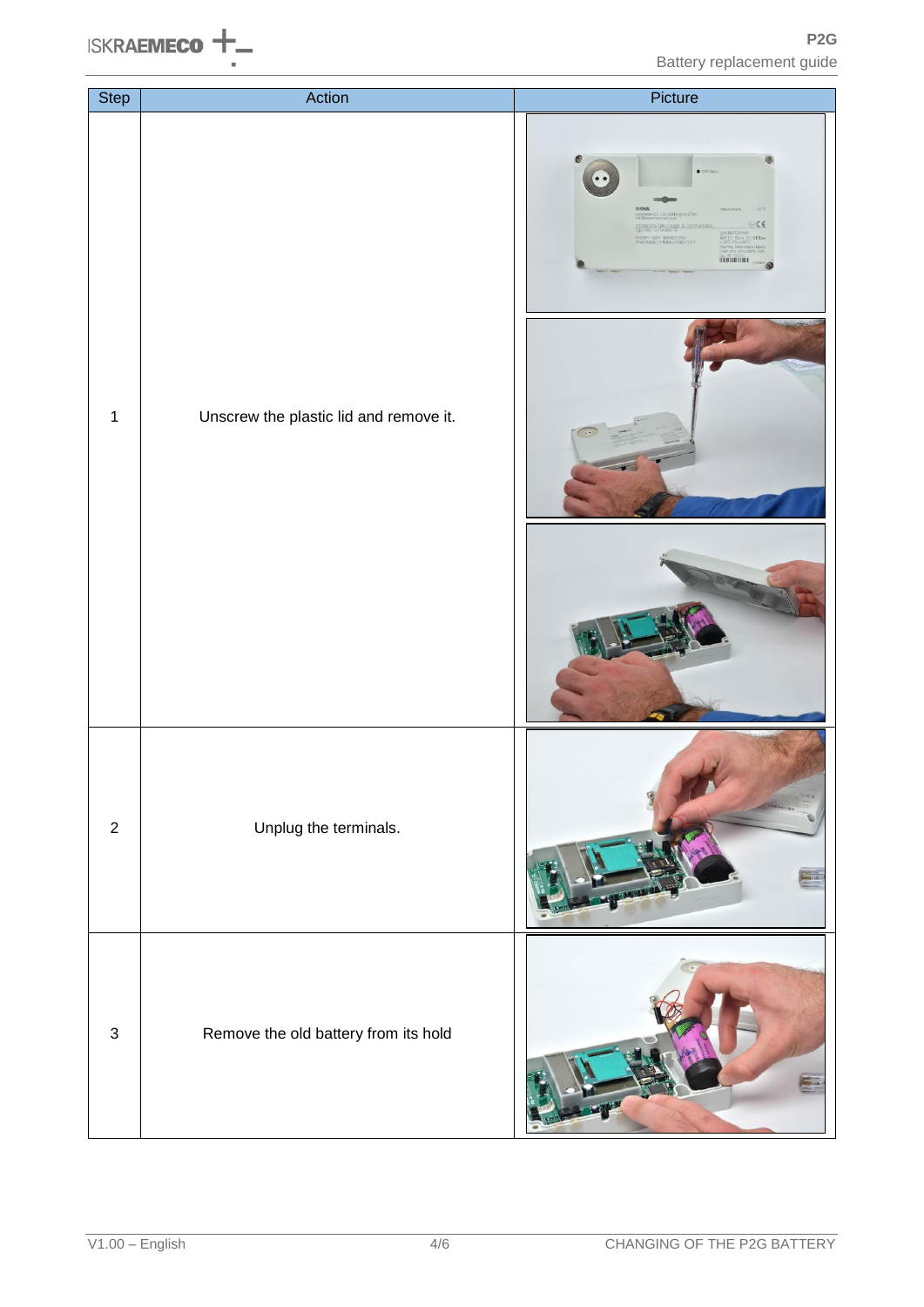| Step | Action | Picture |
| --- | --- | --- |
| 1 | Unscrew the plastic lid and remove it. | |
| 2 | Unplug the terminals. | |
| 3 | Remove the old battery from its hold | |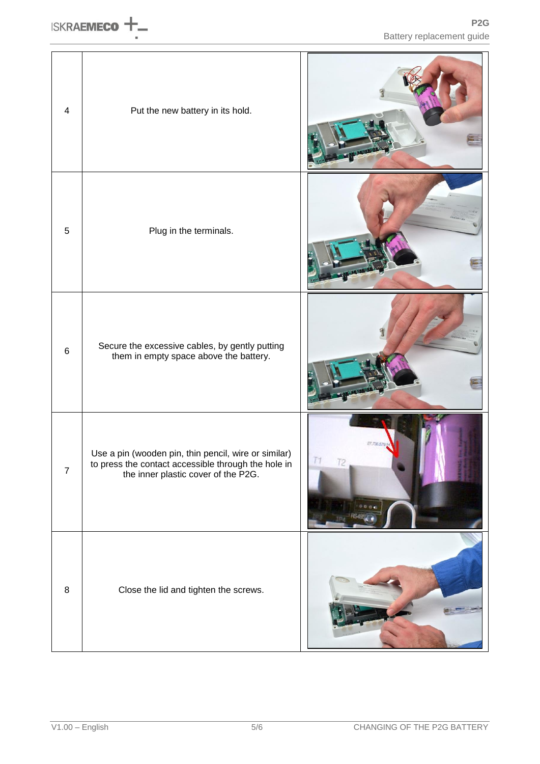| | | |
|---|---|---|
| 4 | Put the new battery in its hold. | |
| 5 | Plug in the terminals. | |
| 6 | Secure the excessive cables, by gently putting them in empty space above the battery. | |
| 7 | Use a pin (wooden pin, thin pencil, wire or similar) to press the contact accessible through the hole in the inner plastic cover of the P2G. | |
| 8 | Close the lid and tighten the screws. | |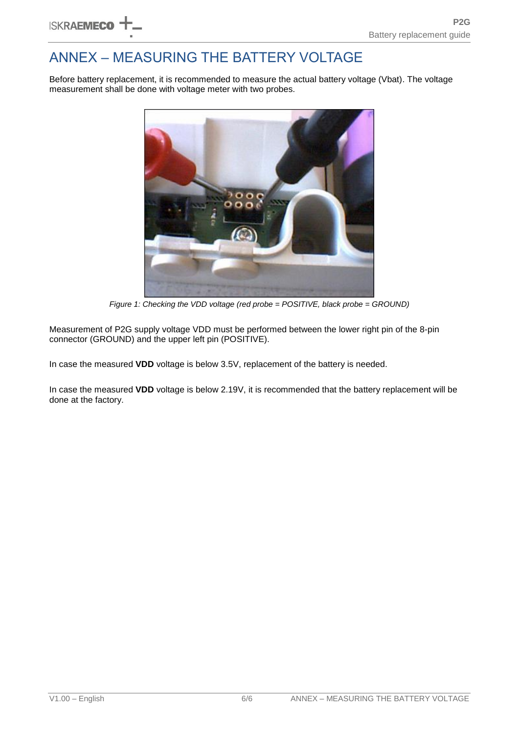# ANNEX – MEASURING THE BATTERY VOLTAGE

Before battery replacement, it is recommended to measure the actual battery voltage (Vbat). The voltage measurement shall be done with voltage meter with two probes.

*Figure 1: Checking the VDD voltage (red probe = POSITIVE, black probe = GROUND)*

Measurement of P2G supply voltage VDD must be performed between the lower right pin of the 8-pin connector (GROUND) and the upper left pin (POSITIVE).

In case the measured **VDD** voltage is below 3.5V, replacement of the battery is needed.

In case the measured **VDD** voltage is below 2.19V, it is recommended that the battery replacement will be done at the factory.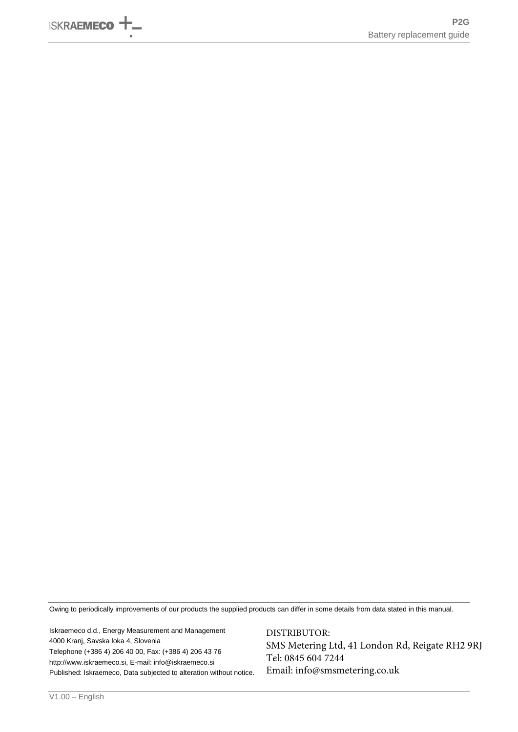Owing to periodically improvements of our products the supplied products can differ in some details from data stated in this manual.

Iskraemeco d.d., Energy Measurement and Management
4000 Kranj, Savska loka 4, Slovenia
Telephone (+386 4) 206 40 00, Fax: (+386 4) 206 43 76
http://www.iskraemeco.si, E-mail: info@iskraemeco.si
Published: Iskraemeco, Data subjected to alteration without notice.

DISTRIBUTOR:
SMS Metering Ltd, 41 London Rd, Reigate RH2 9RJ
Tel: 0845 604 7244
Email: info@smsmetering.co.uk

V1.00 – English